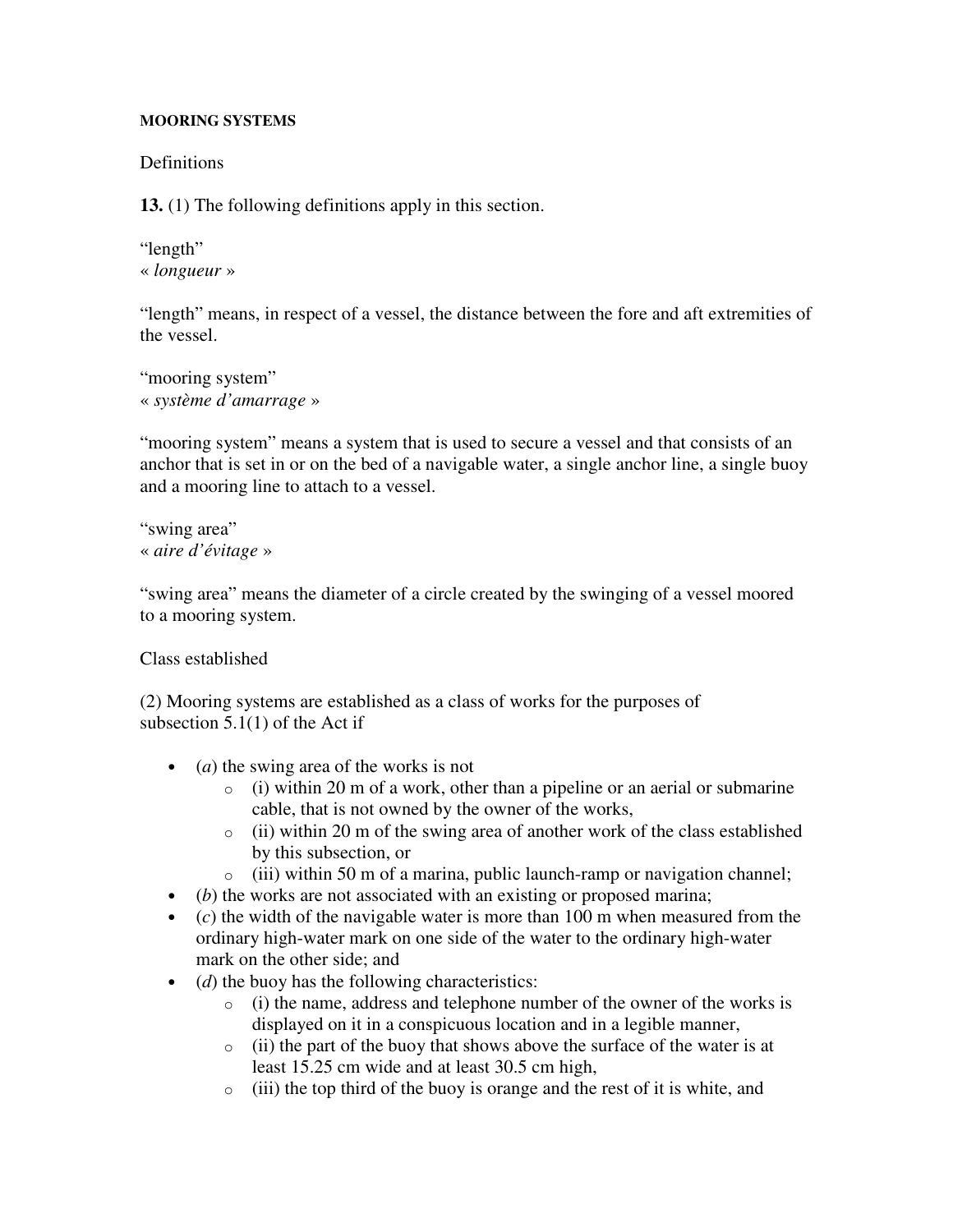**MOORING SYSTEMS**

Definitions

**13.** (1) The following definitions apply in this section.

“length”
« *longueur* »

“length” means, in respect of a vessel, the distance between the fore and aft extremities of the vessel.

“mooring system”
« *système d’amarrage* »

“mooring system” means a system that is used to secure a vessel and that consists of an anchor that is set in or on the bed of a navigable water, a single anchor line, a single buoy and a mooring line to attach to a vessel.

“swing area”
« *aire d’évitage* »

“swing area” means the diameter of a circle created by the swinging of a vessel moored to a mooring system.

Class established

(2) Mooring systems are established as a class of works for the purposes of subsection 5.1(1) of the Act if

- (*a*) the swing area of the works is not
  - (i) within 20 m of a work, other than a pipeline or an aerial or submarine cable, that is not owned by the owner of the works,
  - (ii) within 20 m of the swing area of another work of the class established by this subsection, or
  - (iii) within 50 m of a marina, public launch-ramp or navigation channel;
- (*b*) the works are not associated with an existing or proposed marina;
- (*c*) the width of the navigable water is more than 100 m when measured from the ordinary high-water mark on one side of the water to the ordinary high-water mark on the other side; and
- (*d*) the buoy has the following characteristics:
  - (i) the name, address and telephone number of the owner of the works is displayed on it in a conspicuous location and in a legible manner,
  - (ii) the part of the buoy that shows above the surface of the water is at least 15.25 cm wide and at least 30.5 cm high,
  - (iii) the top third of the buoy is orange and the rest of it is white, and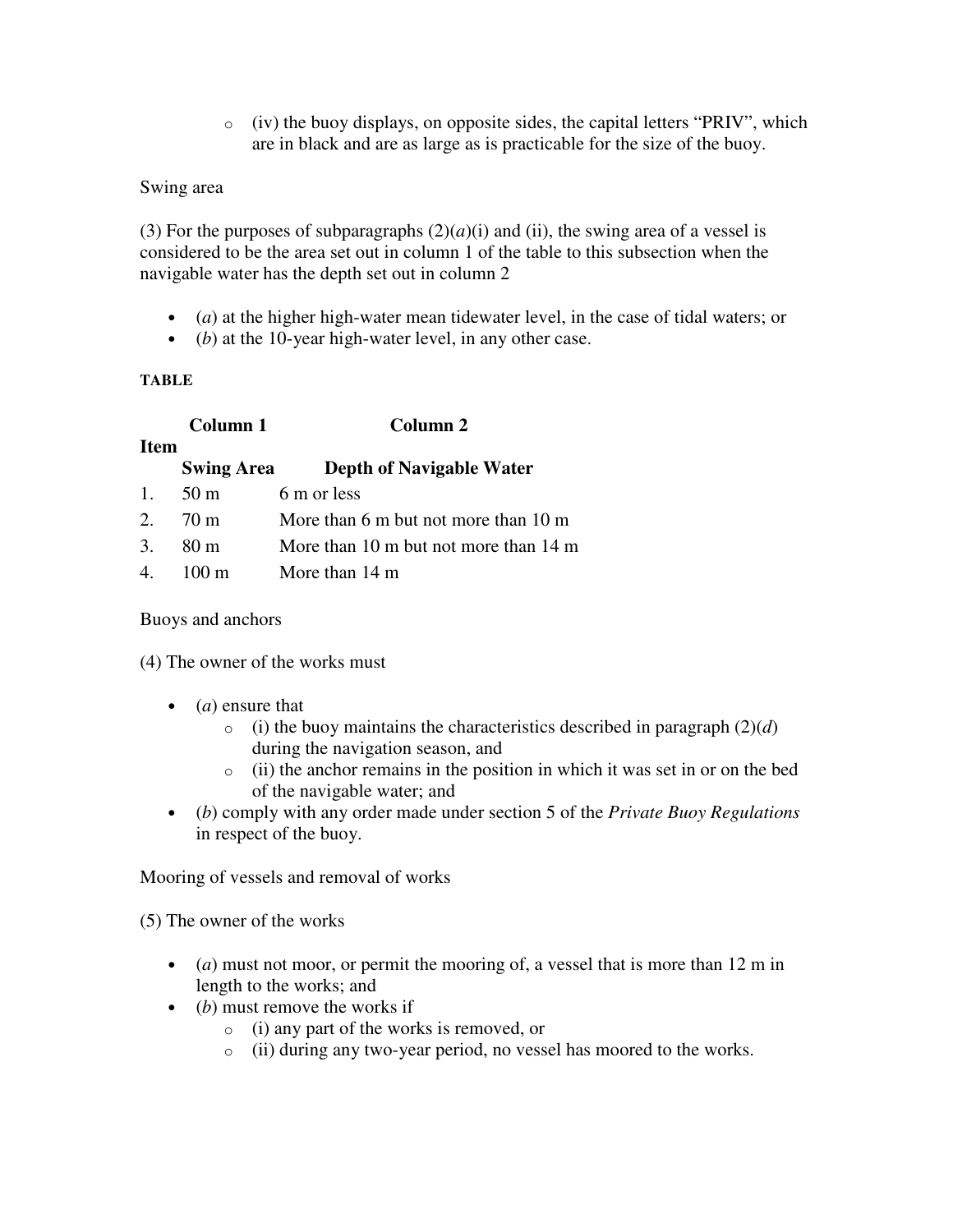- (iv) the buoy displays, on opposite sides, the capital letters "PRIV", which are in black and are as large as is practicable for the size of the buoy.

Swing area

(3) For the purposes of subparagraphs (2)(*a*)(i) and (ii), the swing area of a vessel is considered to be the area set out in column 1 of the table to this subsection when the navigable water has the depth set out in column 2

- (*a*) at the higher high-water mean tidewater level, in the case of tidal waters; or
- (*b*) at the 10-year high-water level, in any other case.

**TABLE**

| Item | Column 1<br>Swing Area | Column 2<br>Depth of Navigable Water |
|---|---|---|
| 1. | 50 m | 6 m or less |
| 2. | 70 m | More than 6 m but not more than 10 m |
| 3. | 80 m | More than 10 m but not more than 14 m |
| 4. | 100 m | More than 14 m |

Buoys and anchors

(4) The owner of the works must

- (*a*) ensure that
  - (i) the buoy maintains the characteristics described in paragraph (2)(*d*) during the navigation season, and
  - (ii) the anchor remains in the position in which it was set in or on the bed of the navigable water; and
- (*b*) comply with any order made under section 5 of the *Private Buoy Regulations* in respect of the buoy.

Mooring of vessels and removal of works

(5) The owner of the works

- (*a*) must not moor, or permit the mooring of, a vessel that is more than 12 m in length to the works; and
- (*b*) must remove the works if
  - (i) any part of the works is removed, or
  - (ii) during any two-year period, no vessel has moored to the works.